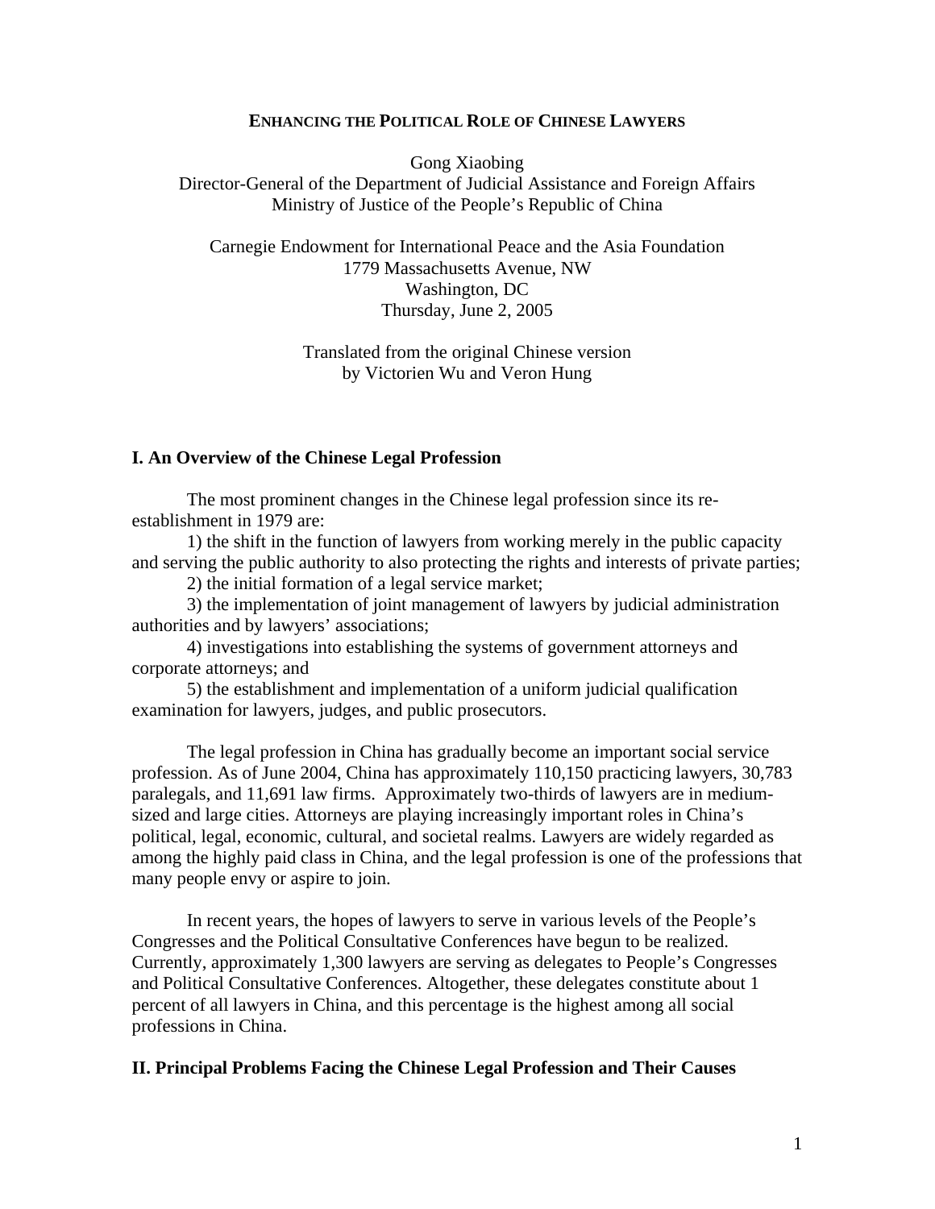# ENHANCING THE POLITICAL ROLE OF CHINESE LAWYERS

Gong Xiaobing
Director-General of the Department of Judicial Assistance and Foreign Affairs
Ministry of Justice of the People's Republic of China

Carnegie Endowment for International Peace and the Asia Foundation
1779 Massachusetts Avenue, NW
Washington, DC
Thursday, June 2, 2005

Translated from the original Chinese version
by Victorien Wu and Veron Hung

## I. An Overview of the Chinese Legal Profession

The most prominent changes in the Chinese legal profession since its re-establishment in 1979 are:

1) the shift in the function of lawyers from working merely in the public capacity and serving the public authority to also protecting the rights and interests of private parties;

2) the initial formation of a legal service market;

3) the implementation of joint management of lawyers by judicial administration authorities and by lawyers' associations;

4) investigations into establishing the systems of government attorneys and corporate attorneys; and

5) the establishment and implementation of a uniform judicial qualification examination for lawyers, judges, and public prosecutors.

The legal profession in China has gradually become an important social service profession. As of June 2004, China has approximately 110,150 practicing lawyers, 30,783 paralegals, and 11,691 law firms. Approximately two-thirds of lawyers are in medium-sized and large cities. Attorneys are playing increasingly important roles in China's political, legal, economic, cultural, and societal realms. Lawyers are widely regarded as among the highly paid class in China, and the legal profession is one of the professions that many people envy or aspire to join.

In recent years, the hopes of lawyers to serve in various levels of the People's Congresses and the Political Consultative Conferences have begun to be realized. Currently, approximately 1,300 lawyers are serving as delegates to People's Congresses and Political Consultative Conferences. Altogether, these delegates constitute about 1 percent of all lawyers in China, and this percentage is the highest among all social professions in China.

## II. Principal Problems Facing the Chinese Legal Profession and Their Causes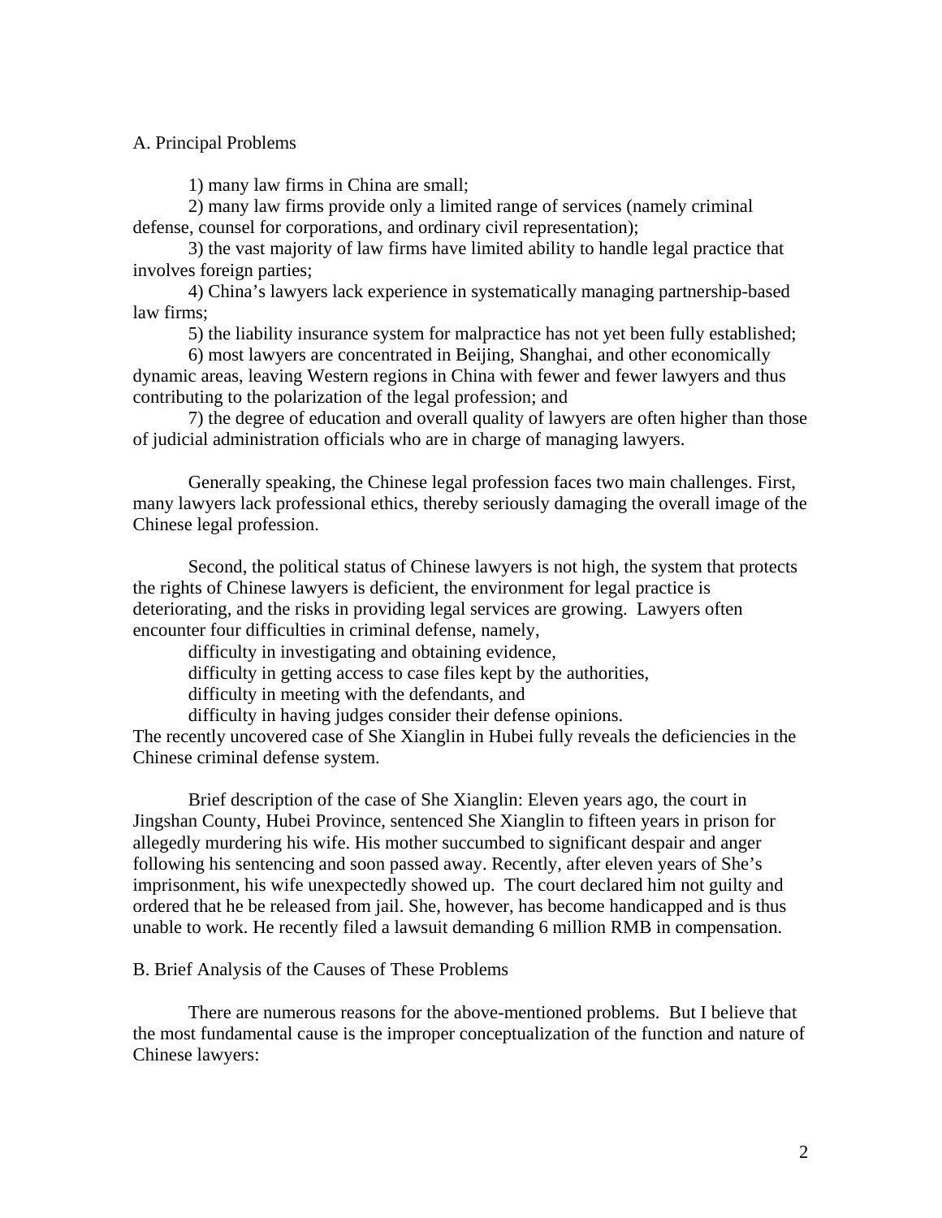## A. Principal Problems

1) many law firms in China are small;

2) many law firms provide only a limited range of services (namely criminal defense, counsel for corporations, and ordinary civil representation);

3) the vast majority of law firms have limited ability to handle legal practice that involves foreign parties;

4) China's lawyers lack experience in systematically managing partnership-based law firms;

5) the liability insurance system for malpractice has not yet been fully established;

6) most lawyers are concentrated in Beijing, Shanghai, and other economically dynamic areas, leaving Western regions in China with fewer and fewer lawyers and thus contributing to the polarization of the legal profession; and

7) the degree of education and overall quality of lawyers are often higher than those of judicial administration officials who are in charge of managing lawyers.

Generally speaking, the Chinese legal profession faces two main challenges. First, many lawyers lack professional ethics, thereby seriously damaging the overall image of the Chinese legal profession.

Second, the political status of Chinese lawyers is not high, the system that protects the rights of Chinese lawyers is deficient, the environment for legal practice is deteriorating, and the risks in providing legal services are growing. Lawyers often encounter four difficulties in criminal defense, namely,

- difficulty in investigating and obtaining evidence,
- difficulty in getting access to case files kept by the authorities,
- difficulty in meeting with the defendants, and
- difficulty in having judges consider their defense opinions.

The recently uncovered case of She Xianglin in Hubei fully reveals the deficiencies in the Chinese criminal defense system.

Brief description of the case of She Xianglin: Eleven years ago, the court in Jingshan County, Hubei Province, sentenced She Xianglin to fifteen years in prison for allegedly murdering his wife. His mother succumbed to significant despair and anger following his sentencing and soon passed away. Recently, after eleven years of She's imprisonment, his wife unexpectedly showed up. The court declared him not guilty and ordered that he be released from jail. She, however, has become handicapped and is thus unable to work. He recently filed a lawsuit demanding 6 million RMB in compensation.

## B. Brief Analysis of the Causes of These Problems

There are numerous reasons for the above-mentioned problems. But I believe that the most fundamental cause is the improper conceptualization of the function and nature of Chinese lawyers: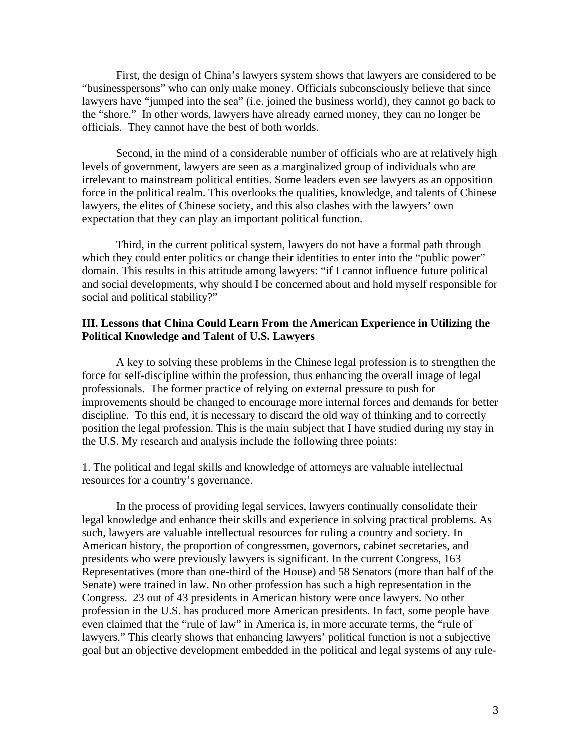First, the design of China's lawyers system shows that lawyers are considered to be "businesspersons" who can only make money. Officials subconsciously believe that since lawyers have "jumped into the sea" (i.e. joined the business world), they cannot go back to the "shore." In other words, lawyers have already earned money, they can no longer be officials. They cannot have the best of both worlds.

Second, in the mind of a considerable number of officials who are at relatively high levels of government, lawyers are seen as a marginalized group of individuals who are irrelevant to mainstream political entities. Some leaders even see lawyers as an opposition force in the political realm. This overlooks the qualities, knowledge, and talents of Chinese lawyers, the elites of Chinese society, and this also clashes with the lawyers' own expectation that they can play an important political function.

Third, in the current political system, lawyers do not have a formal path through which they could enter politics or change their identities to enter into the "public power" domain. This results in this attitude among lawyers: "if I cannot influence future political and social developments, why should I be concerned about and hold myself responsible for social and political stability?"

## III. Lessons that China Could Learn From the American Experience in Utilizing the Political Knowledge and Talent of U.S. Lawyers

A key to solving these problems in the Chinese legal profession is to strengthen the force for self-discipline within the profession, thus enhancing the overall image of legal professionals. The former practice of relying on external pressure to push for improvements should be changed to encourage more internal forces and demands for better discipline. To this end, it is necessary to discard the old way of thinking and to correctly position the legal profession. This is the main subject that I have studied during my stay in the U.S. My research and analysis include the following three points:

1. The political and legal skills and knowledge of attorneys are valuable intellectual resources for a country's governance.

In the process of providing legal services, lawyers continually consolidate their legal knowledge and enhance their skills and experience in solving practical problems. As such, lawyers are valuable intellectual resources for ruling a country and society. In American history, the proportion of congressmen, governors, cabinet secretaries, and presidents who were previously lawyers is significant. In the current Congress, 163 Representatives (more than one-third of the House) and 58 Senators (more than half of the Senate) were trained in law. No other profession has such a high representation in the Congress. 23 out of 43 presidents in American history were once lawyers. No other profession in the U.S. has produced more American presidents. In fact, some people have even claimed that the "rule of law" in America is, in more accurate terms, the "rule of lawyers." This clearly shows that enhancing lawyers' political function is not a subjective goal but an objective development embedded in the political and legal systems of any rule-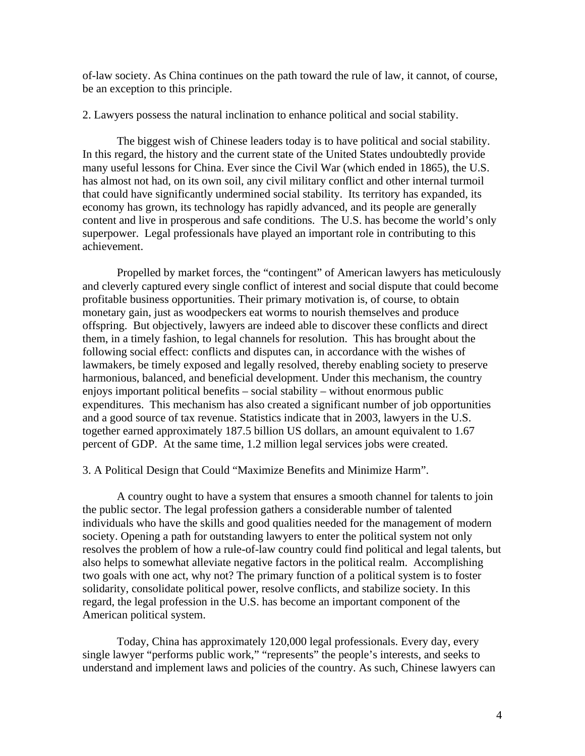of-law society. As China continues on the path toward the rule of law, it cannot, of course, be an exception to this principle.

2. Lawyers possess the natural inclination to enhance political and social stability.

The biggest wish of Chinese leaders today is to have political and social stability. In this regard, the history and the current state of the United States undoubtedly provide many useful lessons for China. Ever since the Civil War (which ended in 1865), the U.S. has almost not had, on its own soil, any civil military conflict and other internal turmoil that could have significantly undermined social stability. Its territory has expanded, its economy has grown, its technology has rapidly advanced, and its people are generally content and live in prosperous and safe conditions. The U.S. has become the world's only superpower. Legal professionals have played an important role in contributing to this achievement.

Propelled by market forces, the "contingent" of American lawyers has meticulously and cleverly captured every single conflict of interest and social dispute that could become profitable business opportunities. Their primary motivation is, of course, to obtain monetary gain, just as woodpeckers eat worms to nourish themselves and produce offspring. But objectively, lawyers are indeed able to discover these conflicts and direct them, in a timely fashion, to legal channels for resolution. This has brought about the following social effect: conflicts and disputes can, in accordance with the wishes of lawmakers, be timely exposed and legally resolved, thereby enabling society to preserve harmonious, balanced, and beneficial development. Under this mechanism, the country enjoys important political benefits – social stability – without enormous public expenditures. This mechanism has also created a significant number of job opportunities and a good source of tax revenue. Statistics indicate that in 2003, lawyers in the U.S. together earned approximately 187.5 billion US dollars, an amount equivalent to 1.67 percent of GDP. At the same time, 1.2 million legal services jobs were created.

3. A Political Design that Could "Maximize Benefits and Minimize Harm".

A country ought to have a system that ensures a smooth channel for talents to join the public sector. The legal profession gathers a considerable number of talented individuals who have the skills and good qualities needed for the management of modern society. Opening a path for outstanding lawyers to enter the political system not only resolves the problem of how a rule-of-law country could find political and legal talents, but also helps to somewhat alleviate negative factors in the political realm. Accomplishing two goals with one act, why not? The primary function of a political system is to foster solidarity, consolidate political power, resolve conflicts, and stabilize society. In this regard, the legal profession in the U.S. has become an important component of the American political system.

Today, China has approximately 120,000 legal professionals. Every day, every single lawyer "performs public work," "represents" the people's interests, and seeks to understand and implement laws and policies of the country. As such, Chinese lawyers can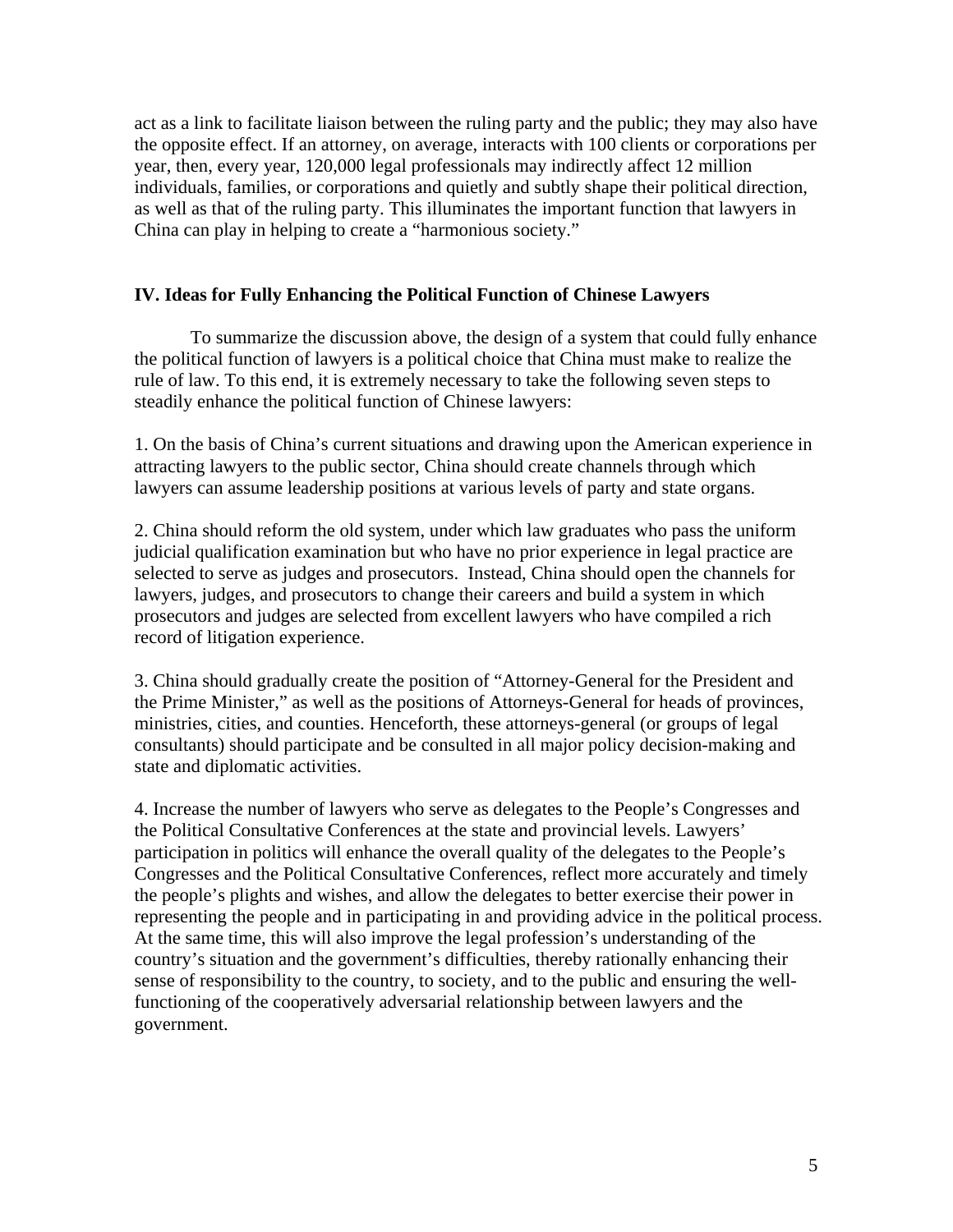act as a link to facilitate liaison between the ruling party and the public; they may also have the opposite effect. If an attorney, on average, interacts with 100 clients or corporations per year, then, every year, 120,000 legal professionals may indirectly affect 12 million individuals, families, or corporations and quietly and subtly shape their political direction, as well as that of the ruling party. This illuminates the important function that lawyers in China can play in helping to create a "harmonious society."

## IV. Ideas for Fully Enhancing the Political Function of Chinese Lawyers

To summarize the discussion above, the design of a system that could fully enhance the political function of lawyers is a political choice that China must make to realize the rule of law. To this end, it is extremely necessary to take the following seven steps to steadily enhance the political function of Chinese lawyers:

1. On the basis of China's current situations and drawing upon the American experience in attracting lawyers to the public sector, China should create channels through which lawyers can assume leadership positions at various levels of party and state organs.

2. China should reform the old system, under which law graduates who pass the uniform judicial qualification examination but who have no prior experience in legal practice are selected to serve as judges and prosecutors. Instead, China should open the channels for lawyers, judges, and prosecutors to change their careers and build a system in which prosecutors and judges are selected from excellent lawyers who have compiled a rich record of litigation experience.

3. China should gradually create the position of "Attorney-General for the President and the Prime Minister," as well as the positions of Attorneys-General for heads of provinces, ministries, cities, and counties. Henceforth, these attorneys-general (or groups of legal consultants) should participate and be consulted in all major policy decision-making and state and diplomatic activities.

4. Increase the number of lawyers who serve as delegates to the People's Congresses and the Political Consultative Conferences at the state and provincial levels. Lawyers' participation in politics will enhance the overall quality of the delegates to the People's Congresses and the Political Consultative Conferences, reflect more accurately and timely the people's plights and wishes, and allow the delegates to better exercise their power in representing the people and in participating in and providing advice in the political process. At the same time, this will also improve the legal profession's understanding of the country's situation and the government's difficulties, thereby rationally enhancing their sense of responsibility to the country, to society, and to the public and ensuring the well-functioning of the cooperatively adversarial relationship between lawyers and the government.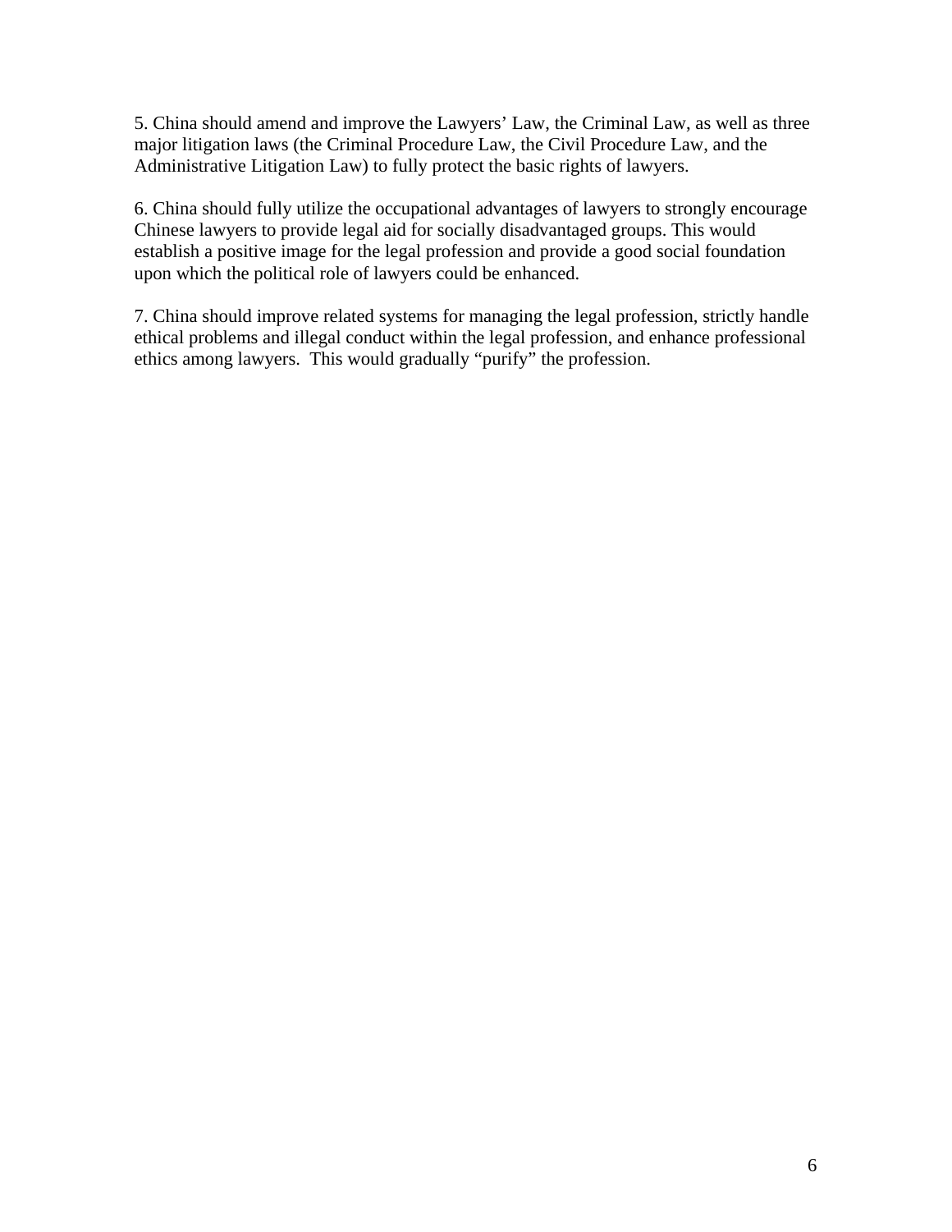5. China should amend and improve the Lawyers' Law, the Criminal Law, as well as three major litigation laws (the Criminal Procedure Law, the Civil Procedure Law, and the Administrative Litigation Law) to fully protect the basic rights of lawyers.

6. China should fully utilize the occupational advantages of lawyers to strongly encourage Chinese lawyers to provide legal aid for socially disadvantaged groups. This would establish a positive image for the legal profession and provide a good social foundation upon which the political role of lawyers could be enhanced.

7. China should improve related systems for managing the legal profession, strictly handle ethical problems and illegal conduct within the legal profession, and enhance professional ethics among lawyers. This would gradually "purify" the profession.